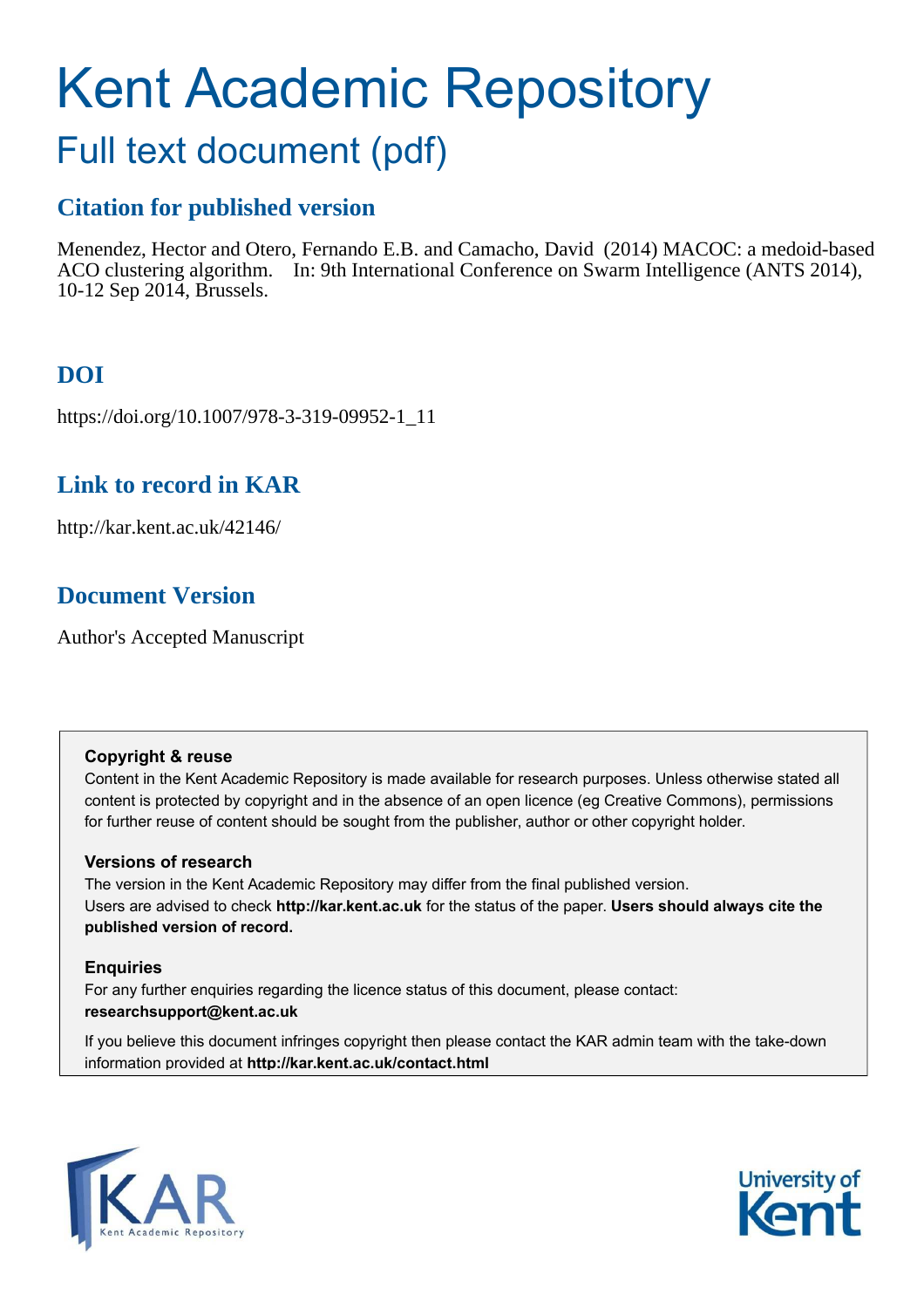# Kent Academic Repository

## Full text document (pdf)

### Citation for published version

Menendez, Hector and Otero, Fernando E.B. and Camacho, David (2014) MACOC: a medoid-based ACO clustering algorithm. In: 9th International Conference on Swarm Intelligence (ANTS 2014), 10-12 Sep 2014, Brussels.

### DOI

https://doi.org/10.1007/978-3-319-09952-1_11

### Link to record in KAR

http://kar.kent.ac.uk/42146/

### Document Version

Author's Accepted Manuscript

**Copyright & reuse**

Content in the Kent Academic Repository is made available for research purposes. Unless otherwise stated all content is protected by copyright and in the absence of an open licence (eg Creative Commons), permissions for further reuse of content should be sought from the publisher, author or other copyright holder.

**Versions of research**

The version in the Kent Academic Repository may differ from the final published version.
Users are advised to check **http://kar.kent.ac.uk** for the status of the paper. **Users should always cite the published version of record.**

**Enquiries**

For any further enquiries regarding the licence status of this document, please contact:
**researchsupport@kent.ac.uk**

If you believe this document infringes copyright then please contact the KAR admin team with the take-down information provided at **http://kar.kent.ac.uk/contact.html**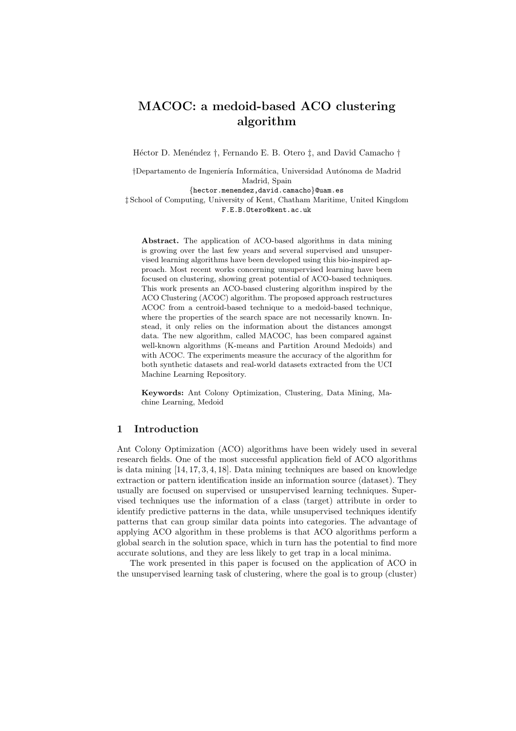# MACOC: a medoid-based ACO clustering algorithm

Héctor D. Menéndez †, Fernando E. B. Otero ‡, and David Camacho †

†Departamento de Ingeniería Informática, Universidad Autónoma de Madrid
Madrid, Spain
{hector.menendez,david.camacho}@uam.es
‡ School of Computing, University of Kent, Chatham Maritime, United Kingdom
F.E.B.Otero@kent.ac.uk

**Abstract.** The application of ACO-based algorithms in data mining is growing over the last few years and several supervised and unsupervised learning algorithms have been developed using this bio-inspired approach. Most recent works concerning unsupervised learning have been focused on clustering, showing great potential of ACO-based techniques. This work presents an ACO-based clustering algorithm inspired by the ACO Clustering (ACOC) algorithm. The proposed approach restructures ACOC from a centroid-based technique to a medoid-based technique, where the properties of the search space are not necessarily known. Instead, it only relies on the information about the distances amongst data. The new algorithm, called MACOC, has been compared against well-known algorithms (K-means and Partition Around Medoids) and with ACOC. The experiments measure the accuracy of the algorithm for both synthetic datasets and real-world datasets extracted from the UCI Machine Learning Repository.

**Keywords:** Ant Colony Optimization, Clustering, Data Mining, Machine Learning, Medoid

## 1 Introduction

Ant Colony Optimization (ACO) algorithms have been widely used in several research fields. One of the most successful application field of ACO algorithms is data mining [14, 17, 3, 4, 18]. Data mining techniques are based on knowledge extraction or pattern identification inside an information source (dataset). They usually are focused on supervised or unsupervised learning techniques. Supervised techniques use the information of a class (target) attribute in order to identify predictive patterns in the data, while unsupervised techniques identify patterns that can group similar data points into categories. The advantage of applying ACO algorithm in these problems is that ACO algorithms perform a global search in the solution space, which in turn has the potential to find more accurate solutions, and they are less likely to get trap in a local minima.

The work presented in this paper is focused on the application of ACO in the unsupervised learning task of clustering, where the goal is to group (cluster)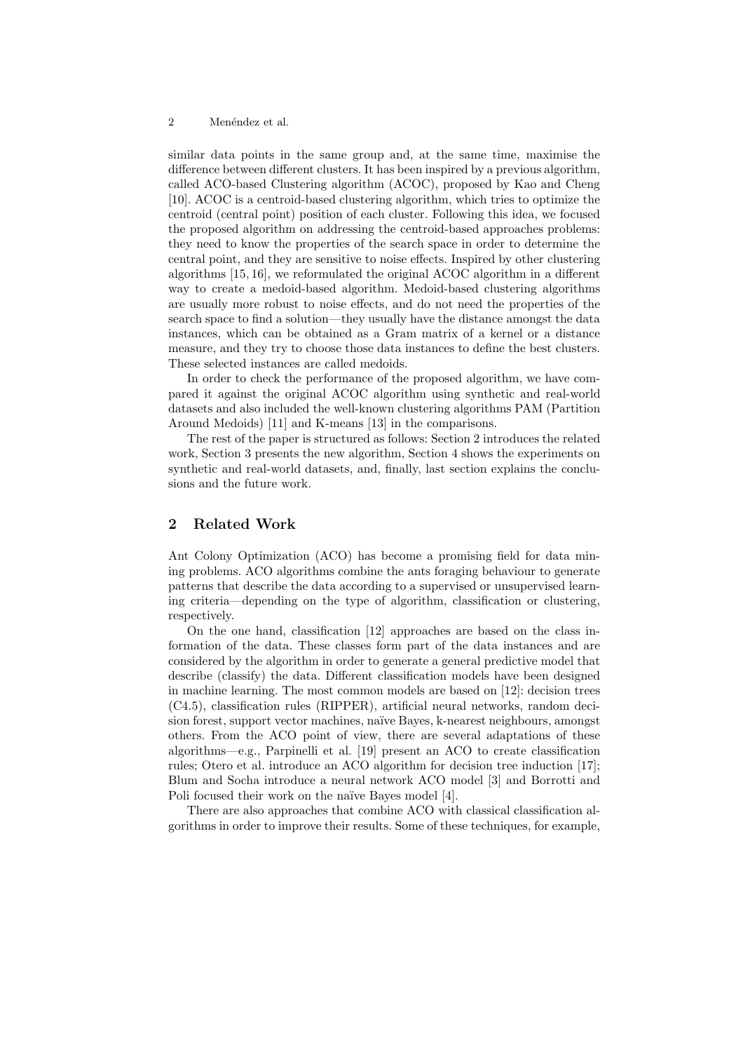similar data points in the same group and, at the same time, maximise the difference between different clusters. It has been inspired by a previous algorithm, called ACO-based Clustering algorithm (ACOC), proposed by Kao and Cheng [10]. ACOC is a centroid-based clustering algorithm, which tries to optimize the centroid (central point) position of each cluster. Following this idea, we focused the proposed algorithm on addressing the centroid-based approaches problems: they need to know the properties of the search space in order to determine the central point, and they are sensitive to noise effects. Inspired by other clustering algorithms [15, 16], we reformulated the original ACOC algorithm in a different way to create a medoid-based algorithm. Medoid-based clustering algorithms are usually more robust to noise effects, and do not need the properties of the search space to find a solution—they usually have the distance amongst the data instances, which can be obtained as a Gram matrix of a kernel or a distance measure, and they try to choose those data instances to define the best clusters. These selected instances are called medoids.

In order to check the performance of the proposed algorithm, we have compared it against the original ACOC algorithm using synthetic and real-world datasets and also included the well-known clustering algorithms PAM (Partition Around Medoids) [11] and K-means [13] in the comparisons.

The rest of the paper is structured as follows: Section 2 introduces the related work, Section 3 presents the new algorithm, Section 4 shows the experiments on synthetic and real-world datasets, and, finally, last section explains the conclusions and the future work.

## 2 Related Work

Ant Colony Optimization (ACO) has become a promising field for data mining problems. ACO algorithms combine the ants foraging behaviour to generate patterns that describe the data according to a supervised or unsupervised learning criteria—depending on the type of algorithm, classification or clustering, respectively.

On the one hand, classification [12] approaches are based on the class information of the data. These classes form part of the data instances and are considered by the algorithm in order to generate a general predictive model that describe (classify) the data. Different classification models have been designed in machine learning. The most common models are based on [12]: decision trees (C4.5), classification rules (RIPPER), artificial neural networks, random decision forest, support vector machines, naïve Bayes, k-nearest neighbours, amongst others. From the ACO point of view, there are several adaptations of these algorithms—e.g., Parpinelli et al. [19] present an ACO to create classification rules; Otero et al. introduce an ACO algorithm for decision tree induction [17]; Blum and Socha introduce a neural network ACO model [3] and Borrotti and Poli focused their work on the naïve Bayes model [4].

There are also approaches that combine ACO with classical classification algorithms in order to improve their results. Some of these techniques, for example,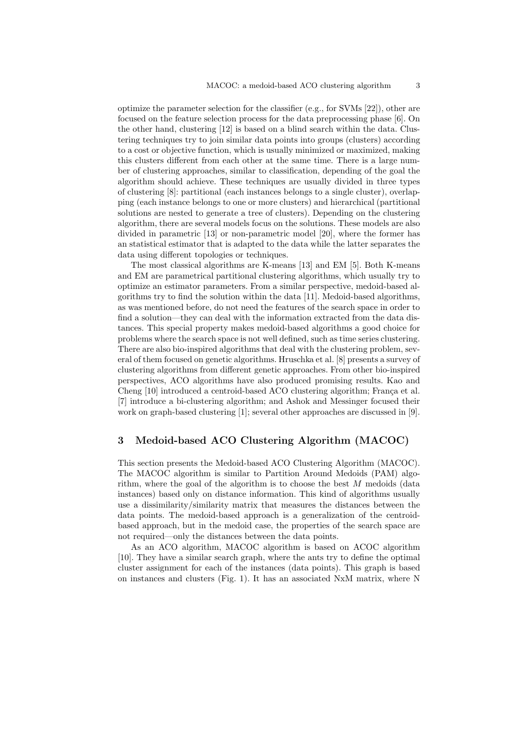optimize the parameter selection for the classifier (e.g., for SVMs [22]), other are focused on the feature selection process for the data preprocessing phase [6]. On the other hand, clustering [12] is based on a blind search within the data. Clustering techniques try to join similar data points into groups (clusters) according to a cost or objective function, which is usually minimized or maximized, making this clusters different from each other at the same time. There is a large number of clustering approaches, similar to classification, depending of the goal the algorithm should achieve. These techniques are usually divided in three types of clustering [8]: partitional (each instances belongs to a single cluster), overlapping (each instance belongs to one or more clusters) and hierarchical (partitional solutions are nested to generate a tree of clusters). Depending on the clustering algorithm, there are several models focus on the solutions. These models are also divided in parametric [13] or non-parametric model [20], where the former has an statistical estimator that is adapted to the data while the latter separates the data using different topologies or techniques.

The most classical algorithms are K-means [13] and EM [5]. Both K-means and EM are parametrical partitional clustering algorithms, which usually try to optimize an estimator parameters. From a similar perspective, medoid-based algorithms try to find the solution within the data [11]. Medoid-based algorithms, as was mentioned before, do not need the features of the search space in order to find a solution—they can deal with the information extracted from the data distances. This special property makes medoid-based algorithms a good choice for problems where the search space is not well defined, such as time series clustering. There are also bio-inspired algorithms that deal with the clustering problem, several of them focused on genetic algorithms. Hruschka et al. [8] presents a survey of clustering algorithms from different genetic approaches. From other bio-inspired perspectives, ACO algorithms have also produced promising results. Kao and Cheng [10] introduced a centroid-based ACO clustering algorithm; França et al. [7] introduce a bi-clustering algorithm; and Ashok and Messinger focused their work on graph-based clustering [1]; several other approaches are discussed in [9].

## 3 Medoid-based ACO Clustering Algorithm (MACOC)

This section presents the Medoid-based ACO Clustering Algorithm (MACOC). The MACOC algorithm is similar to Partition Around Medoids (PAM) algorithm, where the goal of the algorithm is to choose the best $M$ medoids (data instances) based only on distance information. This kind of algorithms usually use a dissimilarity/similarity matrix that measures the distances between the data points. The medoid-based approach is a generalization of the centroid-based approach, but in the medoid case, the properties of the search space are not required—only the distances between the data points.

As an ACO algorithm, MACOC algorithm is based on ACOC algorithm [10]. They have a similar search graph, where the ants try to define the optimal cluster assignment for each of the instances (data points). This graph is based on instances and clusters (Fig. 1). It has an associated NxM matrix, where N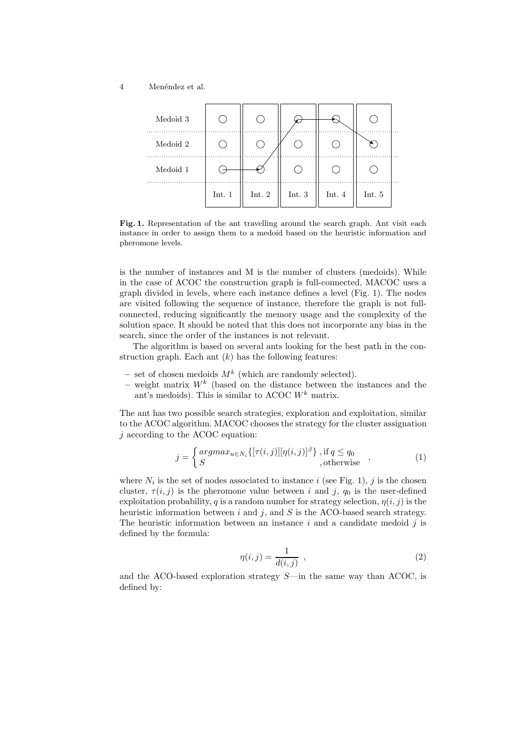**Fig. 1.** Representation of the ant travelling around the search graph. Ant visit each instance in order to assign them to a medoid based on the heuristic information and pheromone levels.

is the number of instances and M is the number of clusters (medoids). While in the case of ACOC the construction graph is full-connected, MACOC uses a graph divided in levels, where each instance defines a level (Fig. 1). The nodes are visited following the sequence of instance, therefore the graph is not full-connected, reducing significantly the memory usage and the complexity of the solution space. It should be noted that this does not incorporate any bias in the search, since the order of the instances is not relevant.

The algorithm is based on several ants looking for the best path in the construction graph. Each ant $(k)$ has the following features:

- set of chosen medoids $M^k$ (which are randomly selected).
- weight matrix $W^k$ (based on the distance between the instances and the ant's medoids). This is similar to ACOC $W^k$ matrix.

The ant has two possible search strategies, exploration and exploitation, similar to the ACOC algorithm. MACOC chooses the strategy for the cluster assignation $j$ according to the ACOC equation:

$$j = \begin{cases} argmax_{u \in N_i}\{[\tau(i,j)][\eta(i,j)]^{\beta}\} & \text{, if } q \leq q_0 \\ S & \text{, otherwise} \end{cases} , \tag{1}$$

where $N_i$ is the set of nodes associated to instance $i$ (see Fig. 1), $j$ is the chosen cluster, $\tau(i,j)$ is the pheromone value between $i$ and $j$, $q_0$ is the user-defined exploitation probability, $q$ is a random number for strategy selection, $\eta(i,j)$ is the heuristic information between $i$ and $j$, and $S$ is the ACO-based search strategy. The heuristic information between an instance $i$ and a candidate medoid $j$ is defined by the formula:

$$\eta(i,j) = \frac{1}{d(i,j)} , \tag{2}$$

and the ACO-based exploration strategy $S$—in the same way than ACOC, is defined by: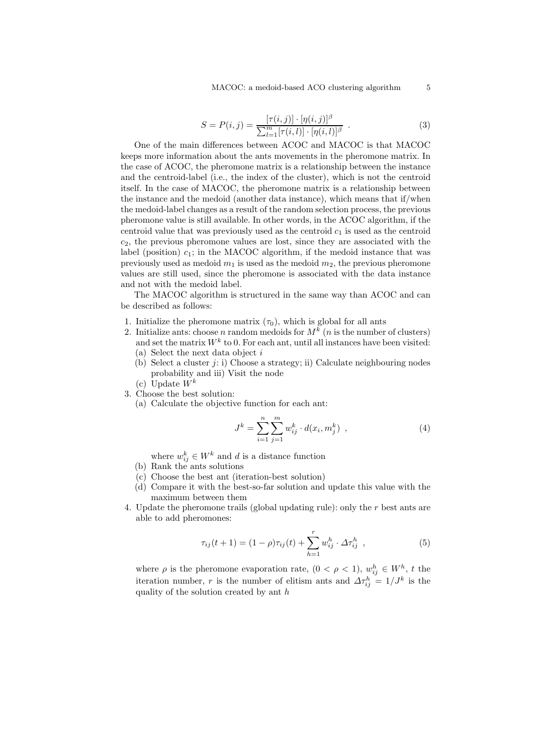$$S = P(i,j) = \frac{[\tau(i,j)] \cdot [\eta(i,j)]^{\beta}}{\sum_{l=1}^{m} [\tau(i,l)] \cdot [\eta(i,l)]^{\beta}} \ . \tag{3}$$

One of the main differences between ACOC and MACOC is that MACOC keeps more information about the ants movements in the pheromone matrix. In the case of ACOC, the pheromone matrix is a relationship between the instance and the centroid-label (i.e., the index of the cluster), which is not the centroid itself. In the case of MACOC, the pheromone matrix is a relationship between the instance and the medoid (another data instance), which means that if/when the medoid-label changes as a result of the random selection process, the previous pheromone value is still available. In other words, in the ACOC algorithm, if the centroid value that was previously used as the centroid $c_1$ is used as the centroid $c_2$, the previous pheromone values are lost, since they are associated with the label (position) $c_1$; in the MACOC algorithm, if the medoid instance that was previously used as medoid $m_1$ is used as the medoid $m_2$, the previous pheromone values are still used, since the pheromone is associated with the data instance and not with the medoid label.

The MACOC algorithm is structured in the same way than ACOC and can be described as follows:

1. Initialize the pheromone matrix ($\tau_0$), which is global for all ants
2. Initialize ants: choose $n$ random medoids for $M^k$ ($n$ is the number of clusters) and set the matrix $W^k$ to 0. For each ant, until all instances have been visited:
   (a) Select the next data object $i$
   (b) Select a cluster $j$: i) Choose a strategy; ii) Calculate neighbouring nodes probability and iii) Visit the node
   (c) Update $W^k$
3. Choose the best solution:
   (a) Calculate the objective function for each ant:

$$J^k = \sum_{i=1}^{n} \sum_{j=1}^{m} w_{ij}^{k} \cdot d(x_i, m_j^k) \ , \tag{4}$$

   where $w_{ij}^k \in W^k$ and $d$ is a distance function
   (b) Rank the ants solutions
   (c) Choose the best ant (iteration-best solution)
   (d) Compare it with the best-so-far solution and update this value with the maximum between them
4. Update the pheromone trails (global updating rule): only the $r$ best ants are able to add pheromones:

$$\tau_{ij}(t+1) = (1-\rho)\tau_{ij}(t) + \sum_{h=1}^{r} w_{ij}^{h} \cdot \Delta\tau_{ij}^{h} \ , \tag{5}$$

   where $\rho$ is the pheromone evaporation rate, ($0 < \rho < 1$), $w_{ij}^h \in W^h$, $t$ the iteration number, $r$ is the number of elitism ants and $\Delta\tau_{ij}^h = 1/J^k$ is the quality of the solution created by ant $h$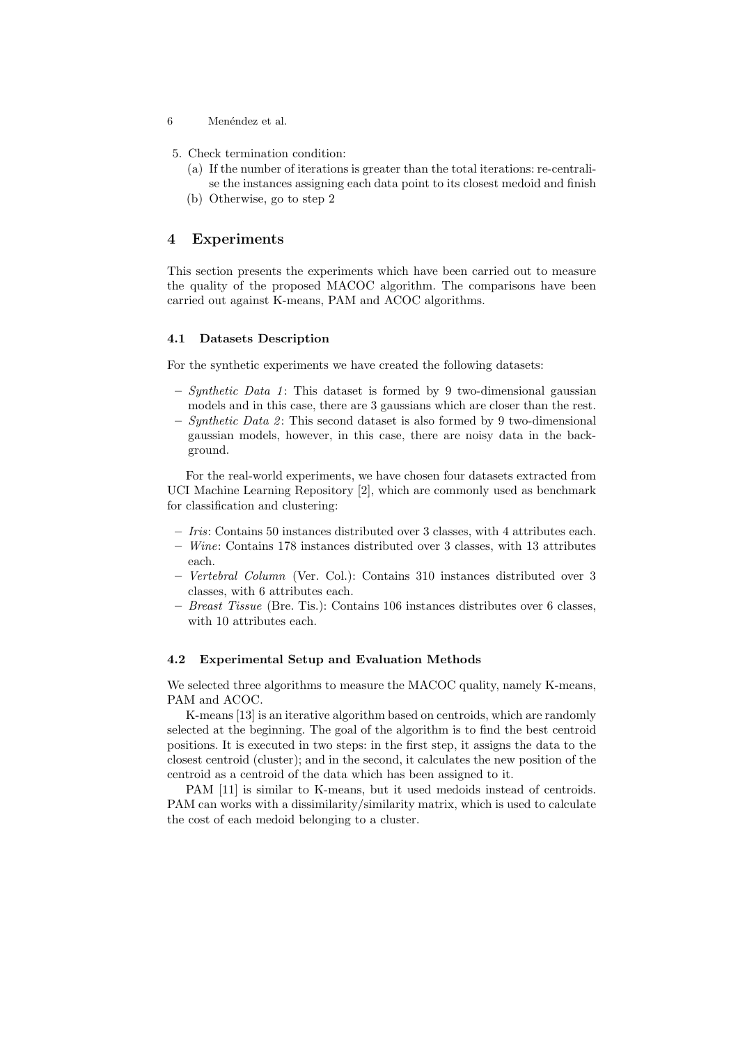5. Check termination condition:
   (a) If the number of iterations is greater than the total iterations: re-centralise the instances assigning each data point to its closest medoid and finish
   (b) Otherwise, go to step 2

## 4 Experiments

This section presents the experiments which have been carried out to measure the quality of the proposed MACOC algorithm. The comparisons have been carried out against K-means, PAM and ACOC algorithms.

### 4.1 Datasets Description

For the synthetic experiments we have created the following datasets:

- *Synthetic Data 1*: This dataset is formed by 9 two-dimensional gaussian models and in this case, there are 3 gaussians which are closer than the rest.
- *Synthetic Data 2*: This second dataset is also formed by 9 two-dimensional gaussian models, however, in this case, there are noisy data in the background.

For the real-world experiments, we have chosen four datasets extracted from UCI Machine Learning Repository [2], which are commonly used as benchmark for classification and clustering:

- *Iris*: Contains 50 instances distributed over 3 classes, with 4 attributes each.
- *Wine*: Contains 178 instances distributed over 3 classes, with 13 attributes each.
- *Vertebral Column* (Ver. Col.): Contains 310 instances distributed over 3 classes, with 6 attributes each.
- *Breast Tissue* (Bre. Tis.): Contains 106 instances distributes over 6 classes, with 10 attributes each.

### 4.2 Experimental Setup and Evaluation Methods

We selected three algorithms to measure the MACOC quality, namely K-means, PAM and ACOC.

K-means [13] is an iterative algorithm based on centroids, which are randomly selected at the beginning. The goal of the algorithm is to find the best centroid positions. It is executed in two steps: in the first step, it assigns the data to the closest centroid (cluster); and in the second, it calculates the new position of the centroid as a centroid of the data which has been assigned to it.

PAM [11] is similar to K-means, but it used medoids instead of centroids. PAM can works with a dissimilarity/similarity matrix, which is used to calculate the cost of each medoid belonging to a cluster.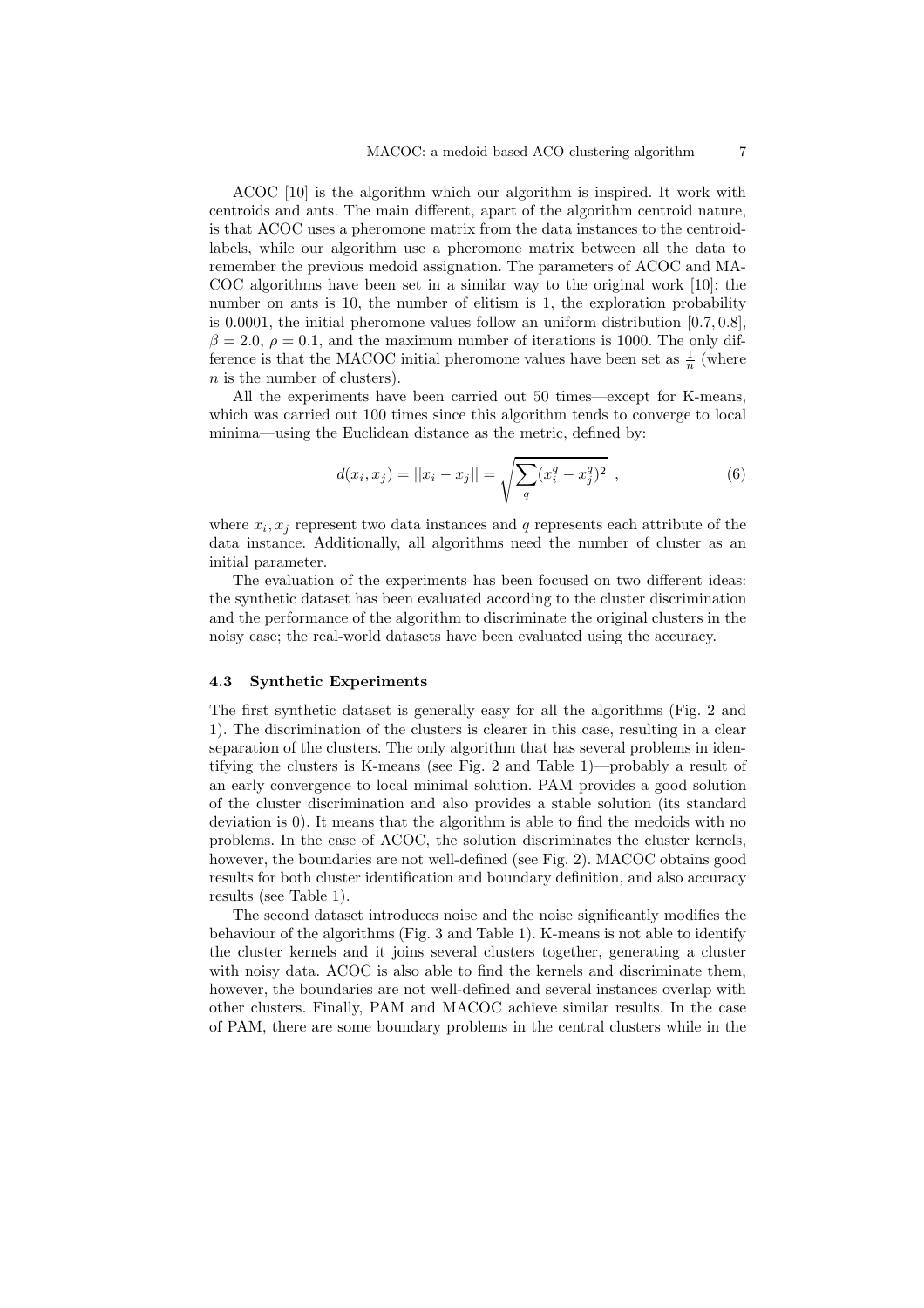ACOC [10] is the algorithm which our algorithm is inspired. It work with centroids and ants. The main different, apart of the algorithm centroid nature, is that ACOC uses a pheromone matrix from the data instances to the centroid-labels, while our algorithm use a pheromone matrix between all the data to remember the previous medoid assignation. The parameters of ACOC and MACOC algorithms have been set in a similar way to the original work [10]: the number on ants is 10, the number of elitism is 1, the exploration probability is 0.0001, the initial pheromone values follow an uniform distribution $[0.7, 0.8]$, $\beta = 2.0$, $\rho = 0.1$, and the maximum number of iterations is 1000. The only difference is that the MACOC initial pheromone values have been set as $\frac{1}{n}$ (where $n$ is the number of clusters).

All the experiments have been carried out 50 times—except for K-means, which was carried out 100 times since this algorithm tends to converge to local minima—using the Euclidean distance as the metric, defined by:

$$d(x_i, x_j) = ||x_i - x_j|| = \sqrt{\sum_q (x_i^q - x_j^q)^2} \ , \tag{6}$$

where $x_i, x_j$ represent two data instances and $q$ represents each attribute of the data instance. Additionally, all algorithms need the number of cluster as an initial parameter.

The evaluation of the experiments has been focused on two different ideas: the synthetic dataset has been evaluated according to the cluster discrimination and the performance of the algorithm to discriminate the original clusters in the noisy case; the real-world datasets have been evaluated using the accuracy.

### 4.3 Synthetic Experiments

The first synthetic dataset is generally easy for all the algorithms (Fig. 2 and 1). The discrimination of the clusters is clearer in this case, resulting in a clear separation of the clusters. The only algorithm that has several problems in identifying the clusters is K-means (see Fig. 2 and Table 1)—probably a result of an early convergence to local minimal solution. PAM provides a good solution of the cluster discrimination and also provides a stable solution (its standard deviation is 0). It means that the algorithm is able to find the medoids with no problems. In the case of ACOC, the solution discriminates the cluster kernels, however, the boundaries are not well-defined (see Fig. 2). MACOC obtains good results for both cluster identification and boundary definition, and also accuracy results (see Table 1).

The second dataset introduces noise and the noise significantly modifies the behaviour of the algorithms (Fig. 3 and Table 1). K-means is not able to identify the cluster kernels and it joins several clusters together, generating a cluster with noisy data. ACOC is also able to find the kernels and discriminate them, however, the boundaries are not well-defined and several instances overlap with other clusters. Finally, PAM and MACOC achieve similar results. In the case of PAM, there are some boundary problems in the central clusters while in the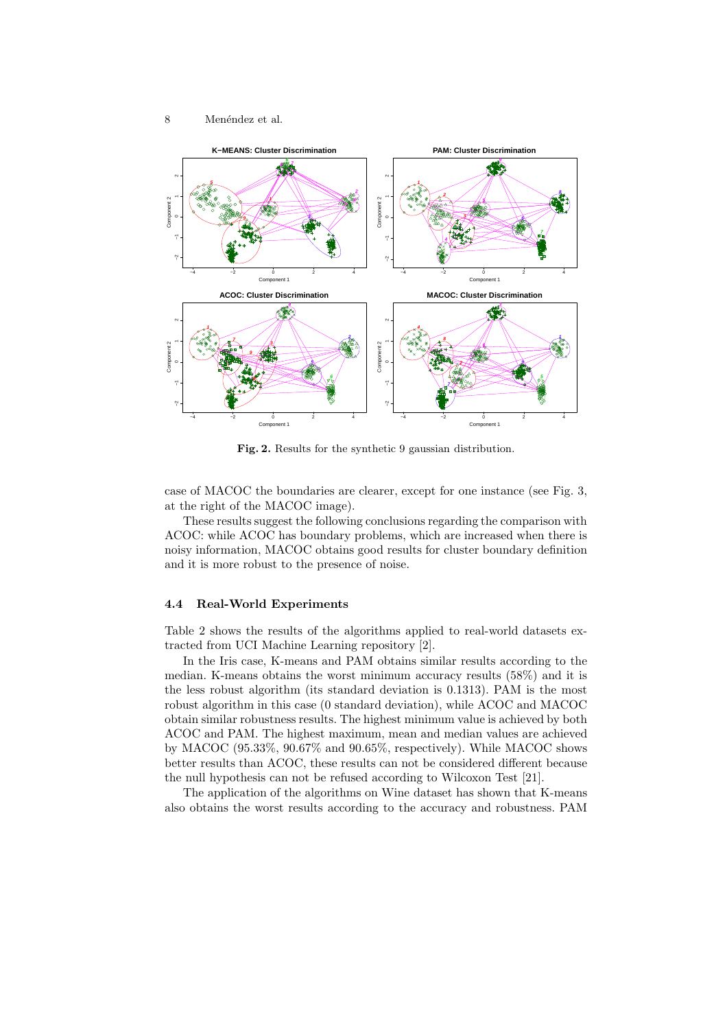**Fig. 2.** Results for the synthetic 9 gaussian distribution.

case of MACOC the boundaries are clearer, except for one instance (see Fig. 3, at the right of the MACOC image).

These results suggest the following conclusions regarding the comparison with ACOC: while ACOC has boundary problems, which are increased when there is noisy information, MACOC obtains good results for cluster boundary definition and it is more robust to the presence of noise.

### 4.4 Real-World Experiments

Table 2 shows the results of the algorithms applied to real-world datasets extracted from UCI Machine Learning repository [2].

In the Iris case, K-means and PAM obtains similar results according to the median. K-means obtains the worst minimum accuracy results (58%) and it is the less robust algorithm (its standard deviation is 0.1313). PAM is the most robust algorithm in this case (0 standard deviation), while ACOC and MACOC obtain similar robustness results. The highest minimum value is achieved by both ACOC and PAM. The highest maximum, mean and median values are achieved by MACOC (95.33%, 90.67% and 90.65%, respectively). While MACOC shows better results than ACOC, these results can not be considered different because the null hypothesis can not be refused according to Wilcoxon Test [21].

The application of the algorithms on Wine dataset has shown that K-means also obtains the worst results according to the accuracy and robustness. PAM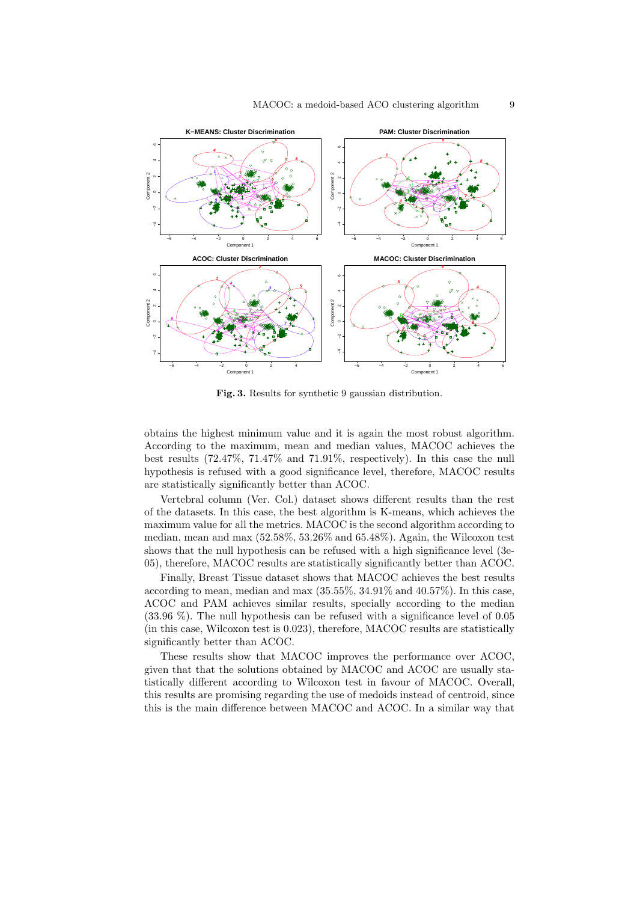**Fig. 3.** Results for synthetic 9 gaussian distribution.

obtains the highest minimum value and it is again the most robust algorithm. According to the maximum, mean and median values, MACOC achieves the best results (72.47%, 71.47% and 71.91%, respectively). In this case the null hypothesis is refused with a good significance level, therefore, MACOC results are statistically significantly better than ACOC.

Vertebral column (Ver. Col.) dataset shows different results than the rest of the datasets. In this case, the best algorithm is K-means, which achieves the maximum value for all the metrics. MACOC is the second algorithm according to median, mean and max (52.58%, 53.26% and 65.48%). Again, the Wilcoxon test shows that the null hypothesis can be refused with a high significance level (3e-05), therefore, MACOC results are statistically significantly better than ACOC.

Finally, Breast Tissue dataset shows that MACOC achieves the best results according to mean, median and max (35.55%, 34.91% and 40.57%). In this case, ACOC and PAM achieves similar results, specially according to the median (33.96 %). The null hypothesis can be refused with a significance level of 0.05 (in this case, Wilcoxon test is 0.023), therefore, MACOC results are statistically significantly better than ACOC.

These results show that MACOC improves the performance over ACOC, given that that the solutions obtained by MACOC and ACOC are usually statistically different according to Wilcoxon test in favour of MACOC. Overall, this results are promising regarding the use of medoids instead of centroid, since this is the main difference between MACOC and ACOC. In a similar way that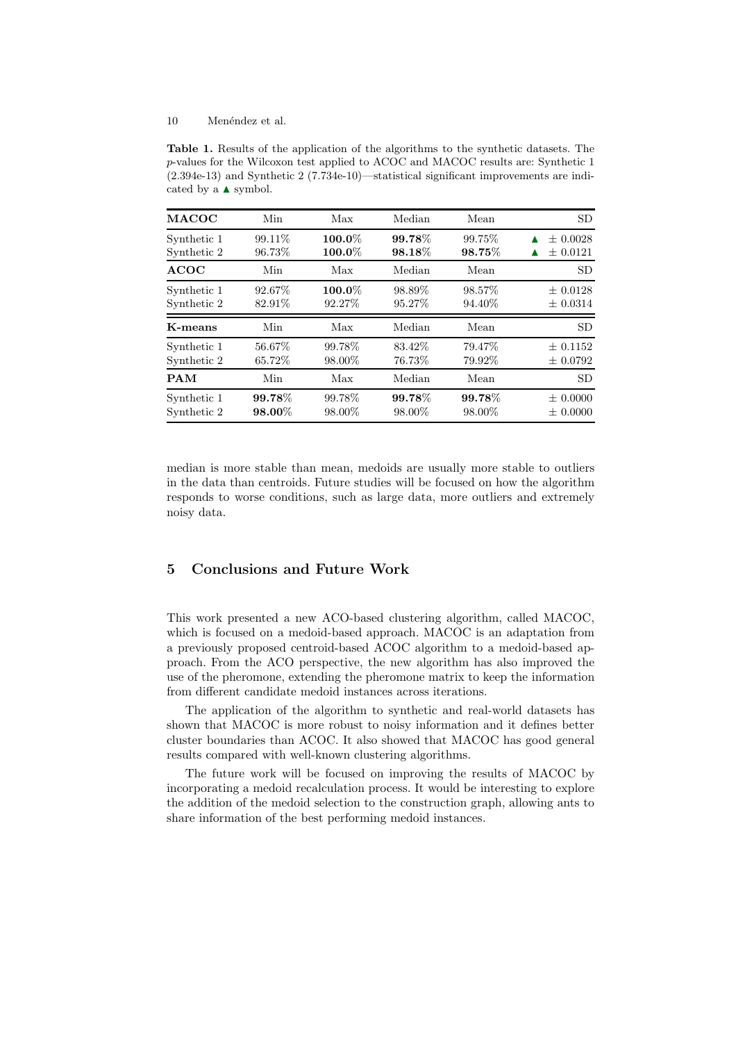**Table 1.** Results of the application of the algorithms to the synthetic datasets. The *p*-values for the Wilcoxon test applied to ACOC and MACOC results are: Synthetic 1 (2.394e-13) and Synthetic 2 (7.734e-10)—statistical significant improvements are indicated by a ▲ symbol.

| **MACOC** | Min | Max | Median | Mean | SD |
|---|---|---|---|---|---|
| Synthetic 1 | 99.11% | **100.0**% | **99.78**% | 99.75% | ▲ ± 0.0028 |
| Synthetic 2 | 96.73% | **100.0**% | **98.18**% | **98.75**% | ▲ ± 0.0121 |
| **ACOC** | Min | Max | Median | Mean | SD |
| Synthetic 1 | 92.67% | **100.0**% | 98.89% | 98.57% | ± 0.0128 |
| Synthetic 2 | 82.91% | 92.27% | 95.27% | 94.40% | ± 0.0314 |
| **K-means** | Min | Max | Median | Mean | SD |
| Synthetic 1 | 56.67% | 99.78% | 83.42% | 79.47% | ± 0.1152 |
| Synthetic 2 | 65.72% | 98.00% | 76.73% | 79.92% | ± 0.0792 |
| **PAM** | Min | Max | Median | Mean | SD |
| Synthetic 1 | **99.78**% | 99.78% | **99.78**% | **99.78**% | ± 0.0000 |
| Synthetic 2 | **98.00**% | 98.00% | 98.00% | 98.00% | ± 0.0000 |

median is more stable than mean, medoids are usually more stable to outliers in the data than centroids. Future studies will be focused on how the algorithm responds to worse conditions, such as large data, more outliers and extremely noisy data.

## 5 Conclusions and Future Work

This work presented a new ACO-based clustering algorithm, called MACOC, which is focused on a medoid-based approach. MACOC is an adaptation from a previously proposed centroid-based ACOC algorithm to a medoid-based approach. From the ACO perspective, the new algorithm has also improved the use of the pheromone, extending the pheromone matrix to keep the information from different candidate medoid instances across iterations.

The application of the algorithm to synthetic and real-world datasets has shown that MACOC is more robust to noisy information and it defines better cluster boundaries than ACOC. It also showed that MACOC has good general results compared with well-known clustering algorithms.

The future work will be focused on improving the results of MACOC by incorporating a medoid recalculation process. It would be interesting to explore the addition of the medoid selection to the construction graph, allowing ants to share information of the best performing medoid instances.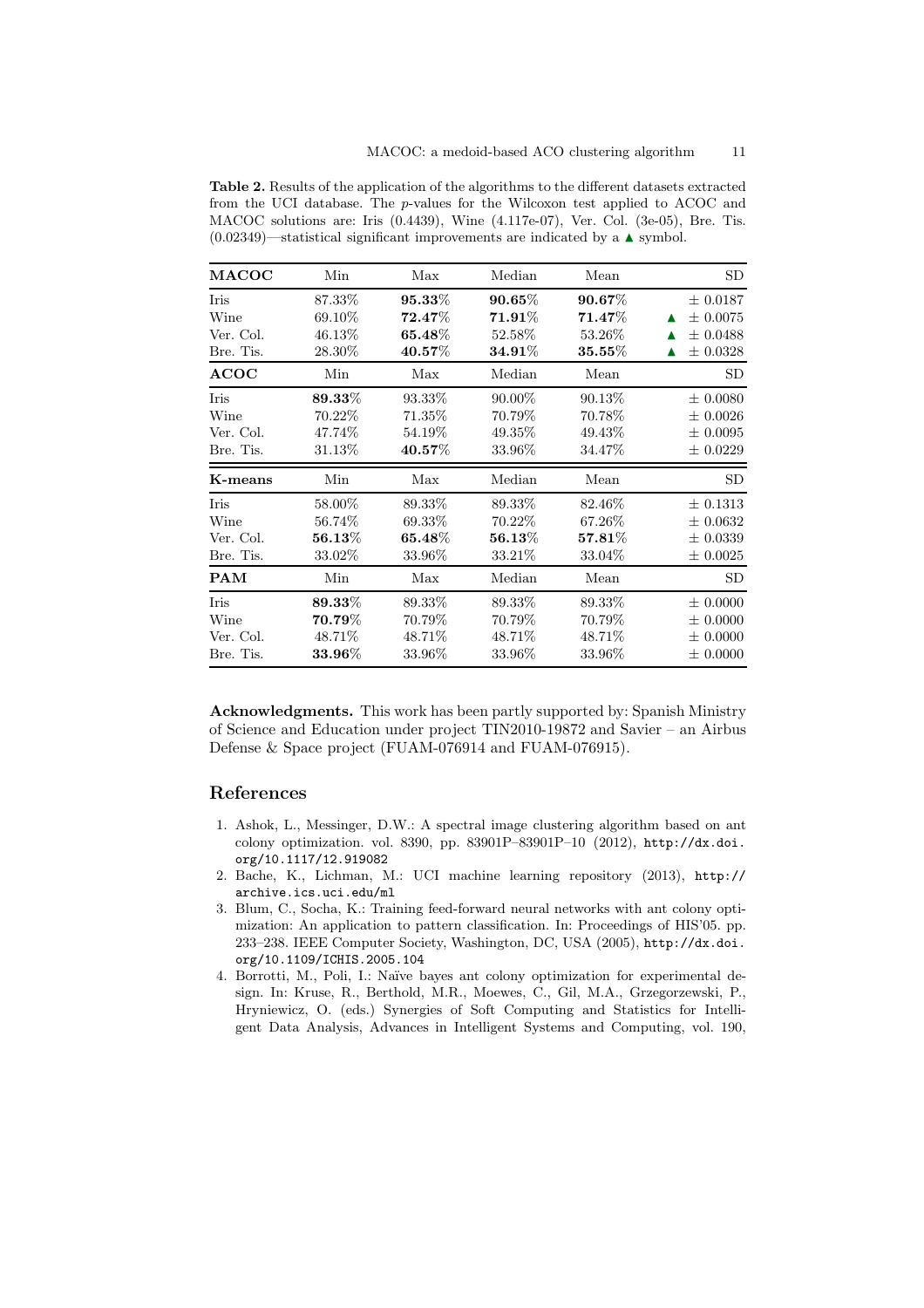**Table 2.** Results of the application of the algorithms to the different datasets extracted from the UCI database. The $p$-values for the Wilcoxon test applied to ACOC and MACOC solutions are: Iris (0.4439), Wine (4.117e-07), Ver. Col. (3e-05), Bre. Tis. (0.02349)—statistical significant improvements are indicated by a ▲ symbol.

| **MACOC** | Min | Max | Median | Mean | | SD |
|---|---|---|---|---|---|---|
| Iris | 87.33% | **95.33%** | **90.65%** | **90.67%** | | ± 0.0187 |
| Wine | 69.10% | **72.47%** | **71.91%** | **71.47%** | ▲ | ± 0.0075 |
| Ver. Col. | 46.13% | **65.48%** | 52.58% | 53.26% | ▲ | ± 0.0488 |
| Bre. Tis. | 28.30% | **40.57%** | **34.91%** | **35.55%** | ▲ | ± 0.0328 |
| **ACOC** | Min | Max | Median | Mean | | SD |
| Iris | **89.33%** | 93.33% | 90.00% | 90.13% | | ± 0.0080 |
| Wine | 70.22% | 71.35% | 70.79% | 70.78% | | ± 0.0026 |
| Ver. Col. | 47.74% | 54.19% | 49.35% | 49.43% | | ± 0.0095 |
| Bre. Tis. | 31.13% | **40.57%** | 33.96% | 34.47% | | ± 0.0229 |
| **K-means** | Min | Max | Median | Mean | | SD |
| Iris | 58.00% | 89.33% | 89.33% | 82.46% | | ± 0.1313 |
| Wine | 56.74% | 69.33% | 70.22% | 67.26% | | ± 0.0632 |
| Ver. Col. | **56.13%** | **65.48%** | **56.13%** | **57.81%** | | ± 0.0339 |
| Bre. Tis. | 33.02% | 33.96% | 33.21% | 33.04% | | ± 0.0025 |
| **PAM** | Min | Max | Median | Mean | | SD |
| Iris | **89.33%** | 89.33% | 89.33% | 89.33% | | ± 0.0000 |
| Wine | **70.79%** | 70.79% | 70.79% | 70.79% | | ± 0.0000 |
| Ver. Col. | 48.71% | 48.71% | 48.71% | 48.71% | | ± 0.0000 |
| Bre. Tis. | **33.96%** | 33.96% | 33.96% | 33.96% | | ± 0.0000 |

**Acknowledgments.** This work has been partly supported by: Spanish Ministry of Science and Education under project TIN2010-19872 and Savier – an Airbus Defense & Space project (FUAM-076914 and FUAM-076915).

## References

1. Ashok, L., Messinger, D.W.: A spectral image clustering algorithm based on ant colony optimization. vol. 8390, pp. 83901P–83901P–10 (2012), http://dx.doi.org/10.1117/12.919082
2. Bache, K., Lichman, M.: UCI machine learning repository (2013), http://archive.ics.uci.edu/ml
3. Blum, C., Socha, K.: Training feed-forward neural networks with ant colony optimization: An application to pattern classification. In: Proceedings of HIS'05. pp. 233–238. IEEE Computer Society, Washington, DC, USA (2005), http://dx.doi.org/10.1109/ICHIS.2005.104
4. Borrotti, M., Poli, I.: Naïve bayes ant colony optimization for experimental design. In: Kruse, R., Berthold, M.R., Moewes, C., Gil, M.A., Grzegorzewski, P., Hryniewicz, O. (eds.) Synergies of Soft Computing and Statistics for Intelligent Data Analysis, Advances in Intelligent Systems and Computing, vol. 190,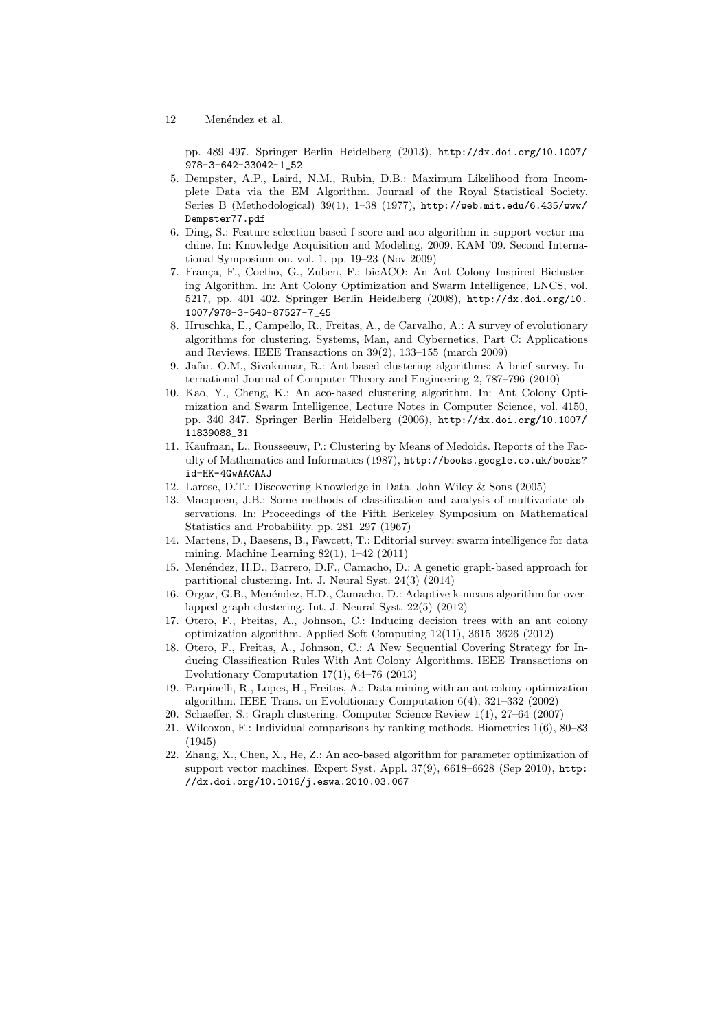pp. 489–497. Springer Berlin Heidelberg (2013), http://dx.doi.org/10.1007/978-3-642-33042-1_52

5. Dempster, A.P., Laird, N.M., Rubin, D.B.: Maximum Likelihood from Incomplete Data via the EM Algorithm. Journal of the Royal Statistical Society. Series B (Methodological) 39(1), 1–38 (1977), http://web.mit.edu/6.435/www/Dempster77.pdf
6. Ding, S.: Feature selection based f-score and aco algorithm in support vector machine. In: Knowledge Acquisition and Modeling, 2009. KAM '09. Second International Symposium on. vol. 1, pp. 19–23 (Nov 2009)
7. França, F., Coelho, G., Zuben, F.: bicACO: An Ant Colony Inspired Biclustering Algorithm. In: Ant Colony Optimization and Swarm Intelligence, LNCS, vol. 5217, pp. 401–402. Springer Berlin Heidelberg (2008), http://dx.doi.org/10.1007/978-3-540-87527-7_45
8. Hruschka, E., Campello, R., Freitas, A., de Carvalho, A.: A survey of evolutionary algorithms for clustering. Systems, Man, and Cybernetics, Part C: Applications and Reviews, IEEE Transactions on 39(2), 133–155 (march 2009)
9. Jafar, O.M., Sivakumar, R.: Ant-based clustering algorithms: A brief survey. International Journal of Computer Theory and Engineering 2, 787–796 (2010)
10. Kao, Y., Cheng, K.: An aco-based clustering algorithm. In: Ant Colony Optimization and Swarm Intelligence, Lecture Notes in Computer Science, vol. 4150, pp. 340–347. Springer Berlin Heidelberg (2006), http://dx.doi.org/10.1007/11839088_31
11. Kaufman, L., Rousseeuw, P.: Clustering by Means of Medoids. Reports of the Faculty of Mathematics and Informatics (1987), http://books.google.co.uk/books?id=HK-4GwAACAAJ
12. Larose, D.T.: Discovering Knowledge in Data. John Wiley & Sons (2005)
13. Macqueen, J.B.: Some methods of classification and analysis of multivariate observations. In: Proceedings of the Fifth Berkeley Symposium on Mathematical Statistics and Probability. pp. 281–297 (1967)
14. Martens, D., Baesens, B., Fawcett, T.: Editorial survey: swarm intelligence for data mining. Machine Learning 82(1), 1–42 (2011)
15. Menéndez, H.D., Barrero, D.F., Camacho, D.: A genetic graph-based approach for partitional clustering. Int. J. Neural Syst. 24(3) (2014)
16. Orgaz, G.B., Menéndez, H.D., Camacho, D.: Adaptive k-means algorithm for overlapped graph clustering. Int. J. Neural Syst. 22(5) (2012)
17. Otero, F., Freitas, A., Johnson, C.: Inducing decision trees with an ant colony optimization algorithm. Applied Soft Computing 12(11), 3615–3626 (2012)
18. Otero, F., Freitas, A., Johnson, C.: A New Sequential Covering Strategy for Inducing Classification Rules With Ant Colony Algorithms. IEEE Transactions on Evolutionary Computation 17(1), 64–76 (2013)
19. Parpinelli, R., Lopes, H., Freitas, A.: Data mining with an ant colony optimization algorithm. IEEE Trans. on Evolutionary Computation 6(4), 321–332 (2002)
20. Schaeffer, S.: Graph clustering. Computer Science Review 1(1), 27–64 (2007)
21. Wilcoxon, F.: Individual comparisons by ranking methods. Biometrics 1(6), 80–83 (1945)
22. Zhang, X., Chen, X., He, Z.: An aco-based algorithm for parameter optimization of support vector machines. Expert Syst. Appl. 37(9), 6618–6628 (Sep 2010), http://dx.doi.org/10.1016/j.eswa.2010.03.067